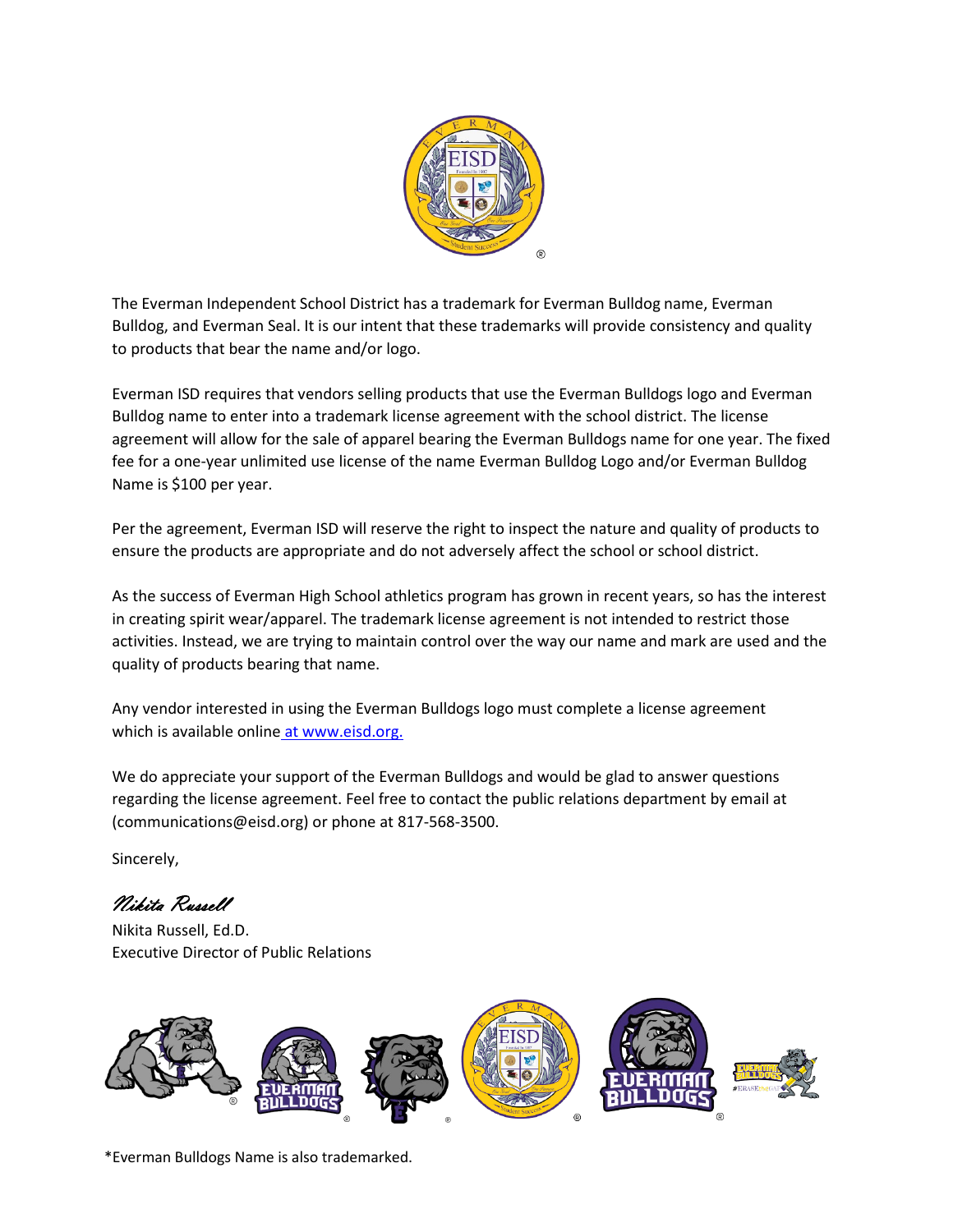The Everman Independent School District has a trademark for Everman Bulldog name, Everman Bulldog, and Everman Seal. It is our intent that these trademarks will provide consistency and quality to products that bear the name and/or logo.

Everman ISD requires that vendors selling products that use the Everman Bulldogs logo and Everman Bulldog name to enter into a trademark license agreement with the school district. The license agreement will allow for the sale of apparel bearing the Everman Bulldogs name for one year. The fixed fee for a one-year unlimited use license of the name Everman Bulldog Logo and/or Everman Bulldog Name is $100 per year.

Per the agreement, Everman ISD will reserve the right to inspect the nature and quality of products to ensure the products are appropriate and do not adversely affect the school or school district.

As the success of Everman High School athletics program has grown in recent years, so has the interest in creating spirit wear/apparel. The trademark license agreement is not intended to restrict those activities. Instead, we are trying to maintain control over the way our name and mark are used and the quality of products bearing that name.

Any vendor interested in using the Everman Bulldogs logo must complete a license agreement which is available online at www.eisd.org.

We do appreciate your support of the Everman Bulldogs and would be glad to answer questions regarding the license agreement. Feel free to contact the public relations department by email at (communications@eisd.org) or phone at 817-568-3500.

Sincerely,

*Nikita Russell*

Nikita Russell, Ed.D.
Executive Director of Public Relations

*Everman Bulldogs Name is also trademarked.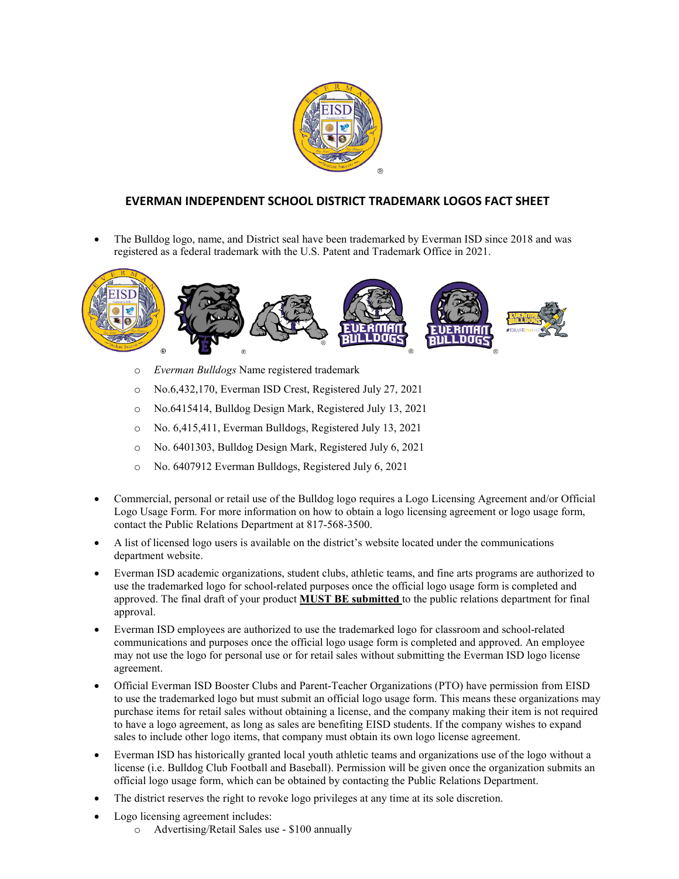## EVERMAN INDEPENDENT SCHOOL DISTRICT TRADEMARK LOGOS FACT SHEET

- The Bulldog logo, name, and District seal have been trademarked by Everman ISD since 2018 and was registered as a federal trademark with the U.S. Patent and Trademark Office in 2021.
  - *Everman Bulldogs* Name registered trademark
  - No.6,432,170, Everman ISD Crest, Registered July 27, 2021
  - No.6415414, Bulldog Design Mark, Registered July 13, 2021
  - No. 6,415,411, Everman Bulldogs, Registered July 13, 2021
  - No. 6401303, Bulldog Design Mark, Registered July 6, 2021
  - No. 6407912 Everman Bulldogs, Registered July 6, 2021
- Commercial, personal or retail use of the Bulldog logo requires a Logo Licensing Agreement and/or Official Logo Usage Form. For more information on how to obtain a logo licensing agreement or logo usage form, contact the Public Relations Department at 817-568-3500.
- A list of licensed logo users is available on the district's website located under the communications department website.
- Everman ISD academic organizations, student clubs, athletic teams, and fine arts programs are authorized to use the trademarked logo for school-related purposes once the official logo usage form is completed and approved. The final draft of your product **MUST BE submitted** to the public relations department for final approval.
- Everman ISD employees are authorized to use the trademarked logo for classroom and school-related communications and purposes once the official logo usage form is completed and approved. An employee may not use the logo for personal use or for retail sales without submitting the Everman ISD logo license agreement.
- Official Everman ISD Booster Clubs and Parent-Teacher Organizations (PTO) have permission from EISD to use the trademarked logo but must submit an official logo usage form. This means these organizations may purchase items for retail sales without obtaining a license, and the company making their item is not required to have a logo agreement, as long as sales are benefiting EISD students. If the company wishes to expand sales to include other logo items, that company must obtain its own logo license agreement.
- Everman ISD has historically granted local youth athletic teams and organizations use of the logo without a license (i.e. Bulldog Club Football and Baseball). Permission will be given once the organization submits an official logo usage form, which can be obtained by contacting the Public Relations Department.
- The district reserves the right to revoke logo privileges at any time at its sole discretion.
- Logo licensing agreement includes:
  - Advertising/Retail Sales use - $100 annually